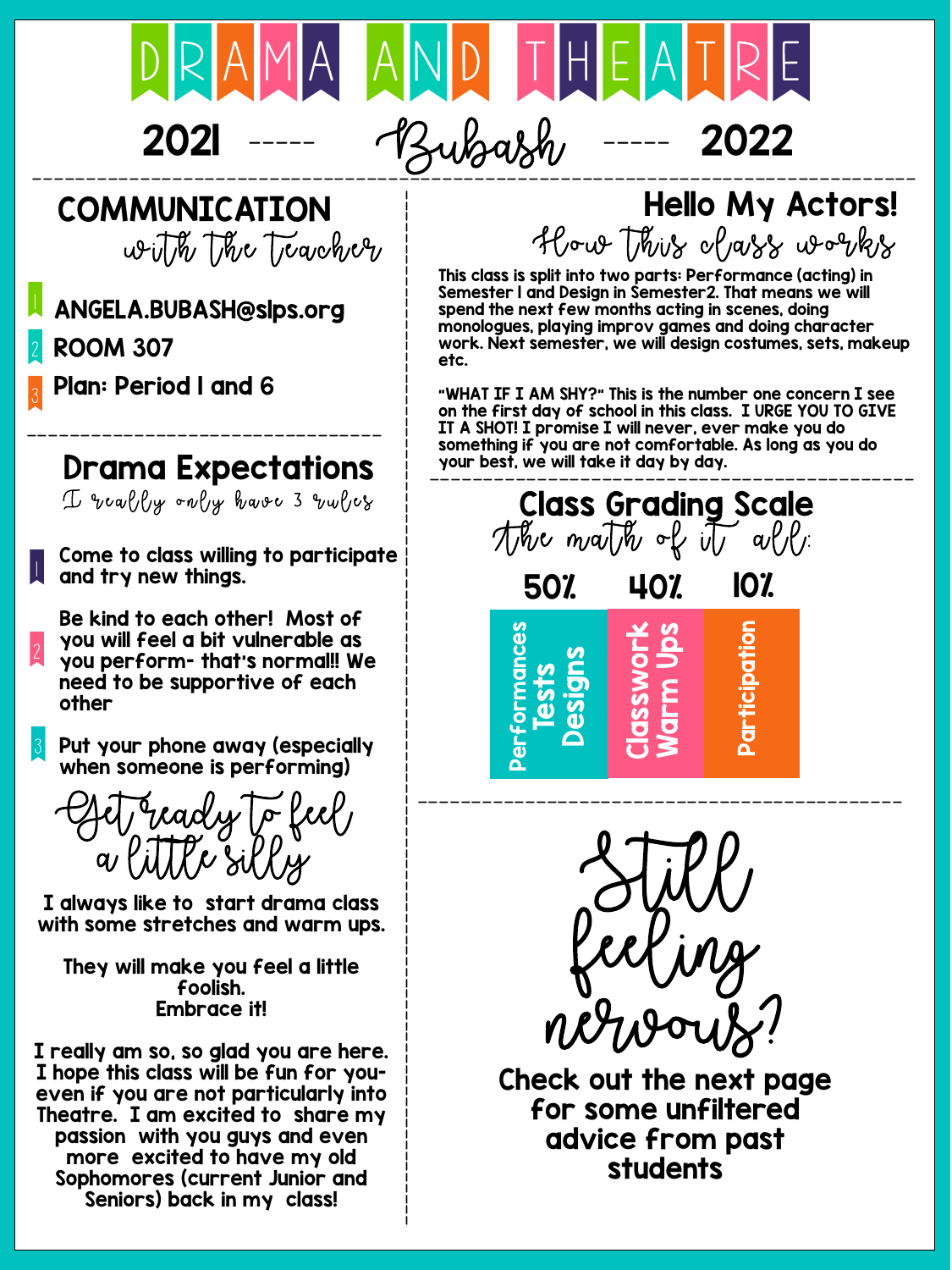# DRAMA AND THEATRE

## 2021 ----- Bubash ----- 2022

## COMMUNICATION

*with the teacher*

1. ANGELA.BUBASH@slps.org
2. ROOM 307
3. Plan: Period 1 and 6

## Drama Expectations

*I really only have 3 rules*

1. Come to class willing to participate and try new things.
2. Be kind to each other! Most of you will feel a bit vulnerable as you perform- that's normal!! We need to be supportive of each other
3. Put your phone away (especially when someone is performing)

*Get ready to feel a little silly*

I always like to start drama class with some stretches and warm ups.

They will make you feel a little foolish.
Embrace it!

I really am so, so glad you are here. I hope this class will be fun for you- even if you are not particularly into Theatre. I am excited to share my passion with you guys and even more excited to have my old Sophomores (current Junior and Seniors) back in my class!

## Hello My Actors!

*How this class works*

This class is split into two parts: Performance (acting) in Semester 1 and Design in Semester2. That means we will spend the next few months acting in scenes, doing monologues, playing improv games and doing character work. Next semester, we will design costumes, sets, makeup etc.

"WHAT IF I AM SHY?" This is the number one concern I see on the first day of school in this class. I URGE YOU TO GIVE IT A SHOT! I promise I will never, ever make you do something if you are not comfortable. As long as you do your best, we will take it day by day.

## Class Grading Scale

*the math of it all:*

| 50% | 40% | 10% |
|---|---|---|
| Performances, Tests, Designs | Classwork, Warm Ups | Participation |

*Still feeling nervous?*

**Check out the next page for some unfiltered advice from past students**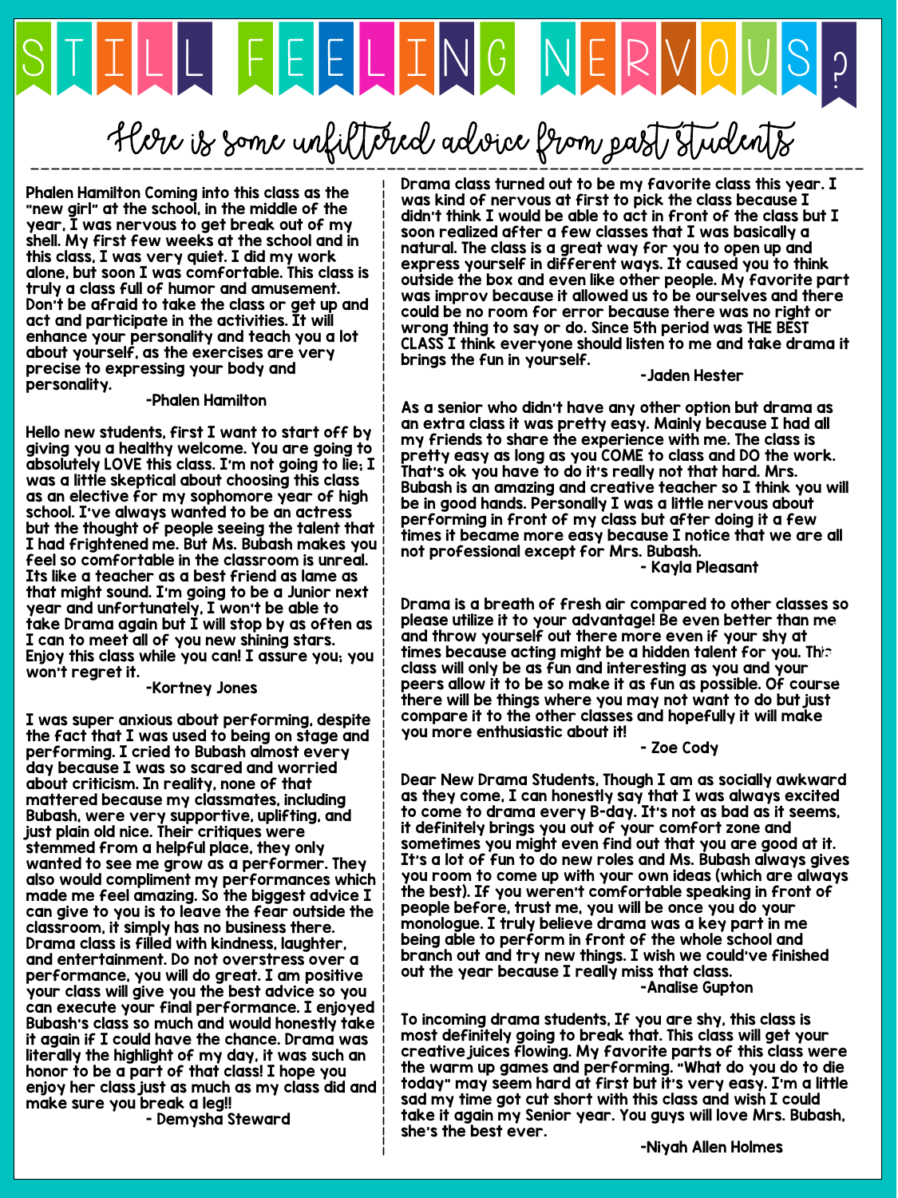# STILL FEELING NERVOUS?

## Here is some unfiltered advice from past students

Phalen Hamilton Coming into this class as the "new girl" at the school, in the middle of the year, I was nervous to get break out of my shell. My first few weeks at the school and in this class, I was very quiet. I did my work alone, but soon I was comfortable. This class is truly a class full of humor and amusement. Don't be afraid to take the class or get up and act and participate in the activities. It will enhance your personality and teach you a lot about yourself, as the exercises are very precise to expressing your body and personality.

-Phalen Hamilton

Hello new students, first I want to start off by giving you a healthy welcome. You are going to absolutely LOVE this class. I'm not going to lie; I was a little skeptical about choosing this class as an elective for my sophomore year of high school. I've always wanted to be an actress but the thought of people seeing the talent that I had frightened me. But Ms. Bubash makes you feel so comfortable in the classroom is unreal. Its like a teacher as a best friend as lame as that might sound. I'm going to be a Junior next year and unfortunately, I won't be able to take Drama again but I will stop by as often as I can to meet all of you new shining stars. Enjoy this class while you can! I assure you; you won't regret it.

-Kortney Jones

I was super anxious about performing, despite the fact that I was used to being on stage and performing. I cried to Bubash almost every day because I was so scared and worried about criticism. In reality, none of that mattered because my classmates, including Bubash, were very supportive, uplifting, and just plain old nice. Their critiques were stemmed from a helpful place, they only wanted to see me grow as a performer. They also would compliment my performances which made me feel amazing. So the biggest advice I can give to you is to leave the fear outside the classroom, it simply has no business there. Drama class is filled with kindness, laughter, and entertainment. Do not overstress over a performance, you will do great. I am positive your class will give you the best advice so you can execute your final performance. I enjoyed Bubash's class so much and would honestly take it again if I could have the chance. Drama was literally the highlight of my day, it was such an honor to be a part of that class! I hope you enjoy her class just as much as my class did and make sure you break a leg!!

- Demysha Steward

Drama class turned out to be my favorite class this year. I was kind of nervous at first to pick the class because I didn't think I would be able to act in front of the class but I soon realized after a few classes that I was basically a natural. The class is a great way for you to open up and express yourself in different ways. It caused you to think outside the box and even like other people. My favorite part was improv because it allowed us to be ourselves and there could be no room for error because there was no right or wrong thing to say or do. Since 5th period was THE BEST CLASS I think everyone should listen to me and take drama it brings the fun in yourself.

-Jaden Hester

As a senior who didn't have any other option but drama as an extra class it was pretty easy. Mainly because I had all my friends to share the experience with me. The class is pretty easy as long as you COME to class and DO the work. That's ok you have to do it's really not that hard. Mrs. Bubash is an amazing and creative teacher so I think you will be in good hands. Personally I was a little nervous about performing in front of my class but after doing it a few times it became more easy because I notice that we are all not professional except for Mrs. Bubash.

- Kayla Pleasant

Drama is a breath of fresh air compared to other classes so please utilize it to your advantage! Be even better than me and throw yourself out there more even if your shy at times because acting might be a hidden talent for you. This class will only be as fun and interesting as you and your peers allow it to be so make it as fun as possible. Of course there will be things where you may not want to do but just compare it to the other classes and hopefully it will make you more enthusiastic about it!

- Zoe Cody

Dear New Drama Students, Though I am as socially awkward as they come, I can honestly say that I was always excited to come to drama every B-day. It's not as bad as it seems, it definitely brings you out of your comfort zone and sometimes you might even find out that you are good at it. It's a lot of fun to do new roles and Ms. Bubash always gives you room to come up with your own ideas (which are always the best). If you weren't comfortable speaking in front of people before, trust me, you will be once you do your monologue. I truly believe drama was a key part in me being able to perform in front of the whole school and branch out and try new things. I wish we could've finished out the year because I really miss that class.

-Analise Gupton

To incoming drama students, If you are shy, this class is most definitely going to break that. This class will get your creative juices flowing. My favorite parts of this class were the warm up games and performing. "What do you do to die today" may seem hard at first but it's very easy. I'm a little sad my time got cut short with this class and wish I could take it again my Senior year. You guys will love Mrs. Bubash, she's the best ever.

-Niyah Allen Holmes